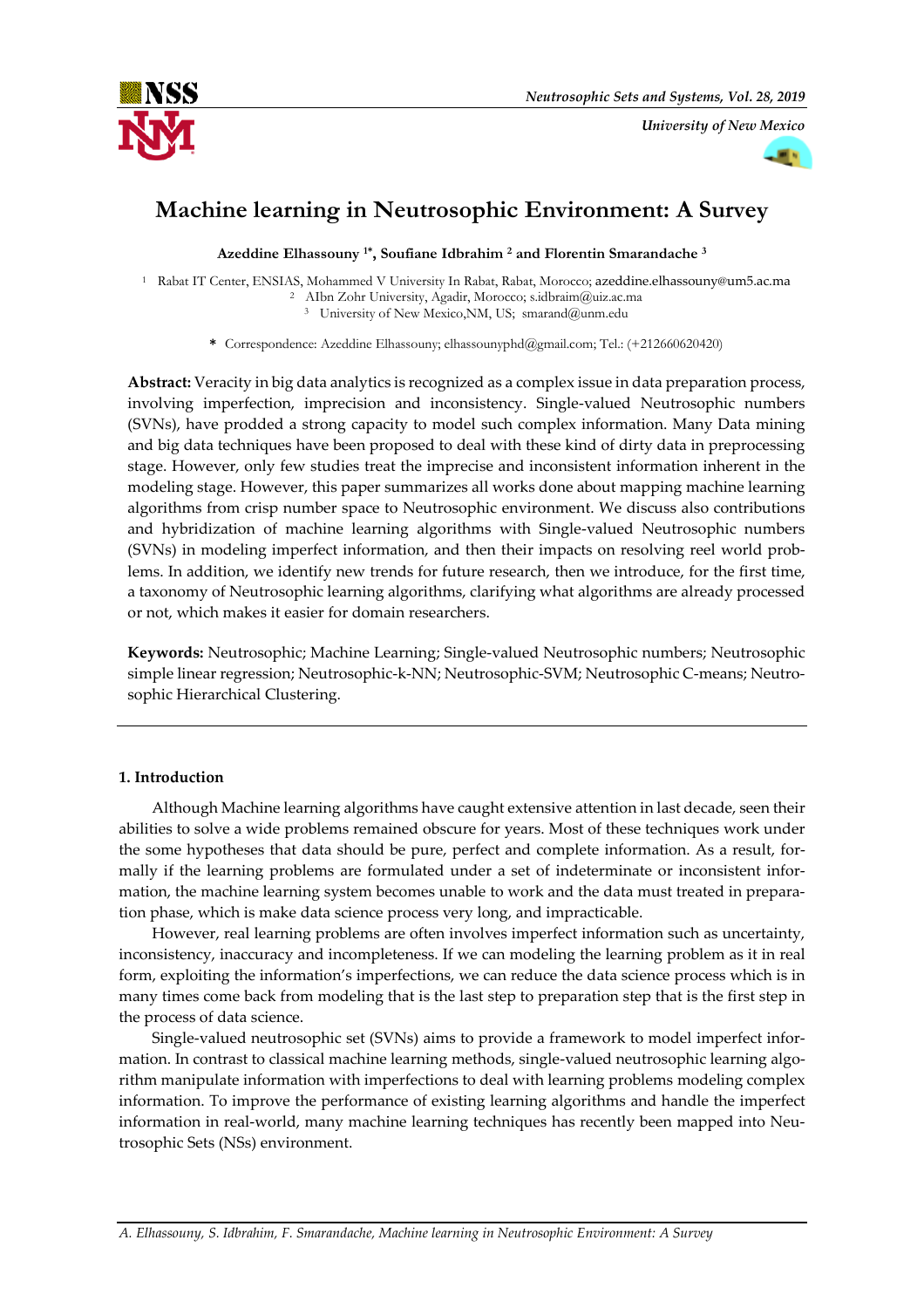# Machine learning in Neutrosophic Environment: A Survey

**Azeddine Elhassouny [1]*, Soufiane Idbrahim [2] and Florentin Smarandache [3]**

[1] Rabat IT Center, ENSIAS, Mohammed V University In Rabat, Rabat, Morocco; azeddine.elhassouny@um5.ac.ma
[2] AIbn Zohr University, Agadir, Morocco; s.idbraim@uiz.ac.ma
[3] University of New Mexico,NM, US; smarand@unm.edu

**\*** Correspondence: Azeddine Elhassouny; elhassounyphd@gmail.com; Tel.: (+212660620420)

**Abstract:** Veracity in big data analytics is recognized as a complex issue in data preparation process, involving imperfection, imprecision and inconsistency. Single-valued Neutrosophic numbers (SVNs), have prodded a strong capacity to model such complex information. Many Data mining and big data techniques have been proposed to deal with these kind of dirty data in preprocessing stage. However, only few studies treat the imprecise and inconsistent information inherent in the modeling stage. However, this paper summarizes all works done about mapping machine learning algorithms from crisp number space to Neutrosophic environment. We discuss also contributions and hybridization of machine learning algorithms with Single-valued Neutrosophic numbers (SVNs) in modeling imperfect information, and then their impacts on resolving reel world problems. In addition, we identify new trends for future research, then we introduce, for the first time, a taxonomy of Neutrosophic learning algorithms, clarifying what algorithms are already processed or not, which makes it easier for domain researchers.

**Keywords:** Neutrosophic; Machine Learning; Single-valued Neutrosophic numbers; Neutrosophic simple linear regression; Neutrosophic-k-NN; Neutrosophic-SVM; Neutrosophic C-means; Neutrosophic Hierarchical Clustering.

## 1. Introduction

Although Machine learning algorithms have caught extensive attention in last decade, seen their abilities to solve a wide problems remained obscure for years. Most of these techniques work under the some hypotheses that data should be pure, perfect and complete information. As a result, formally if the learning problems are formulated under a set of indeterminate or inconsistent information, the machine learning system becomes unable to work and the data must treated in preparation phase, which is make data science process very long, and impracticable.

However, real learning problems are often involves imperfect information such as uncertainty, inconsistency, inaccuracy and incompleteness. If we can modeling the learning problem as it in real form, exploiting the information's imperfections, we can reduce the data science process which is in many times come back from modeling that is the last step to preparation step that is the first step in the process of data science.

Single-valued neutrosophic set (SVNs) aims to provide a framework to model imperfect information. In contrast to classical machine learning methods, single-valued neutrosophic learning algorithm manipulate information with imperfections to deal with learning problems modeling complex information. To improve the performance of existing learning algorithms and handle the imperfect information in real-world, many machine learning techniques has recently been mapped into Neutrosophic Sets (NSs) environment.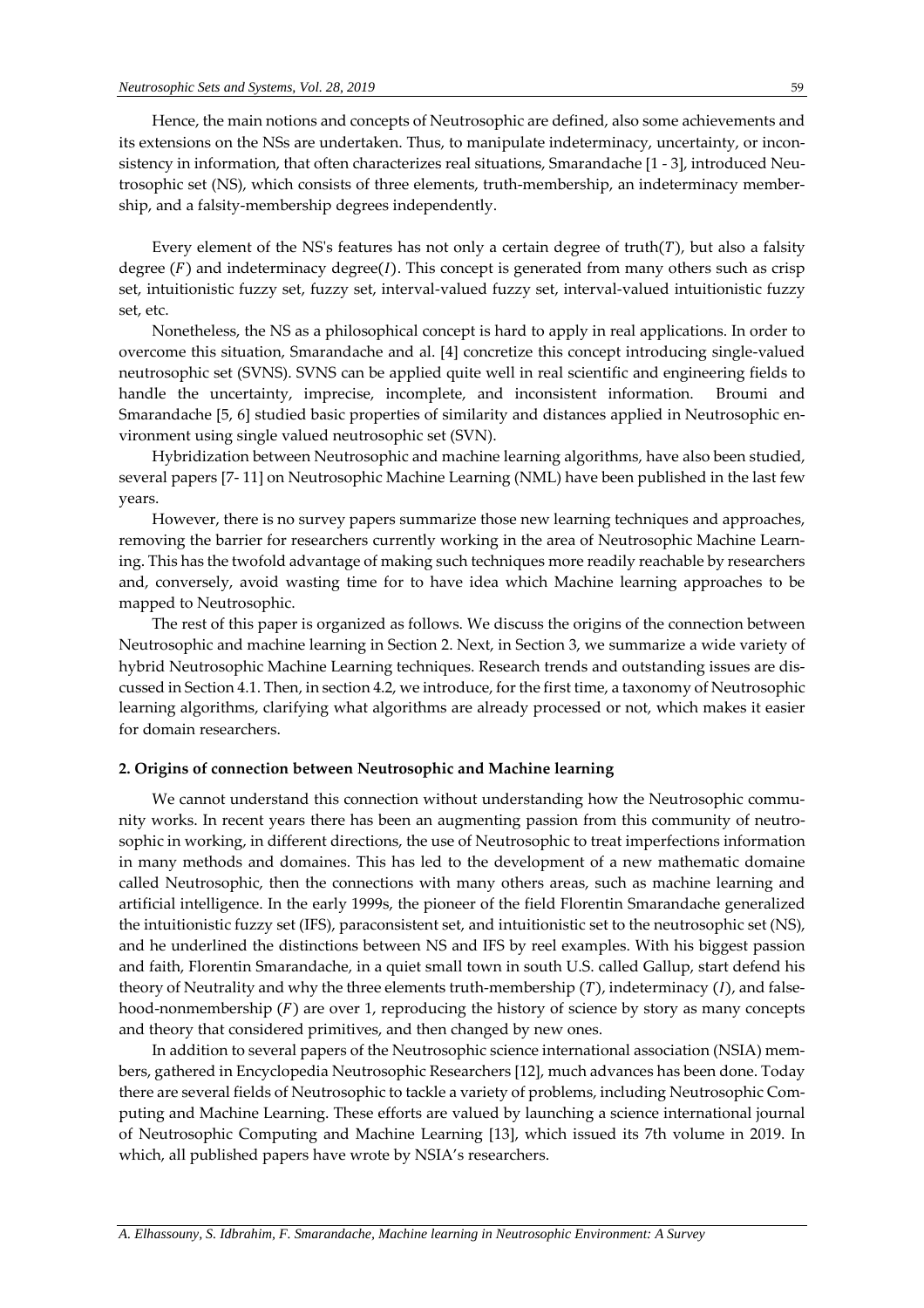Hence, the main notions and concepts of Neutrosophic are defined, also some achievements and its extensions on the NSs are undertaken. Thus, to manipulate indeterminacy, uncertainty, or inconsistency in information, that often characterizes real situations, Smarandache [1 - 3], introduced Neutrosophic set (NS), which consists of three elements, truth-membership, an indeterminacy membership, and a falsity-membership degrees independently.

Every element of the NS's features has not only a certain degree of truth($T$), but also a falsity degree ($F$) and indeterminacy degree($I$). This concept is generated from many others such as crisp set, intuitionistic fuzzy set, fuzzy set, interval-valued fuzzy set, interval-valued intuitionistic fuzzy set, etc.

Nonetheless, the NS as a philosophical concept is hard to apply in real applications. In order to overcome this situation, Smarandache and al. [4] concretize this concept introducing single-valued neutrosophic set (SVNS). SVNS can be applied quite well in real scientific and engineering fields to handle the uncertainty, imprecise, incomplete, and inconsistent information. Broumi and Smarandache [5, 6] studied basic properties of similarity and distances applied in Neutrosophic environment using single valued neutrosophic set (SVN).

Hybridization between Neutrosophic and machine learning algorithms, have also been studied, several papers [7- 11] on Neutrosophic Machine Learning (NML) have been published in the last few years.

However, there is no survey papers summarize those new learning techniques and approaches, removing the barrier for researchers currently working in the area of Neutrosophic Machine Learning. This has the twofold advantage of making such techniques more readily reachable by researchers and, conversely, avoid wasting time for to have idea which Machine learning approaches to be mapped to Neutrosophic.

The rest of this paper is organized as follows. We discuss the origins of the connection between Neutrosophic and machine learning in Section 2. Next, in Section 3, we summarize a wide variety of hybrid Neutrosophic Machine Learning techniques. Research trends and outstanding issues are discussed in Section 4.1. Then, in section 4.2, we introduce, for the first time, a taxonomy of Neutrosophic learning algorithms, clarifying what algorithms are already processed or not, which makes it easier for domain researchers.

## 2. Origins of connection between Neutrosophic and Machine learning

We cannot understand this connection without understanding how the Neutrosophic community works. In recent years there has been an augmenting passion from this community of neutrosophic in working, in different directions, the use of Neutrosophic to treat imperfections information in many methods and domaines. This has led to the development of a new mathematic domaine called Neutrosophic, then the connections with many others areas, such as machine learning and artificial intelligence. In the early 1999s, the pioneer of the field Florentin Smarandache generalized the intuitionistic fuzzy set (IFS), paraconsistent set, and intuitionistic set to the neutrosophic set (NS), and he underlined the distinctions between NS and IFS by reel examples. With his biggest passion and faith, Florentin Smarandache, in a quiet small town in south U.S. called Gallup, start defend his theory of Neutrality and why the three elements truth-membership ($T$), indeterminacy ($I$), and falsehood-nonmembership ($F$) are over 1, reproducing the history of science by story as many concepts and theory that considered primitives, and then changed by new ones.

In addition to several papers of the Neutrosophic science international association (NSIA) members, gathered in Encyclopedia Neutrosophic Researchers [12], much advances has been done. Today there are several fields of Neutrosophic to tackle a variety of problems, including Neutrosophic Computing and Machine Learning. These efforts are valued by launching a science international journal of Neutrosophic Computing and Machine Learning [13], which issued its 7th volume in 2019. In which, all published papers have wrote by NSIA's researchers.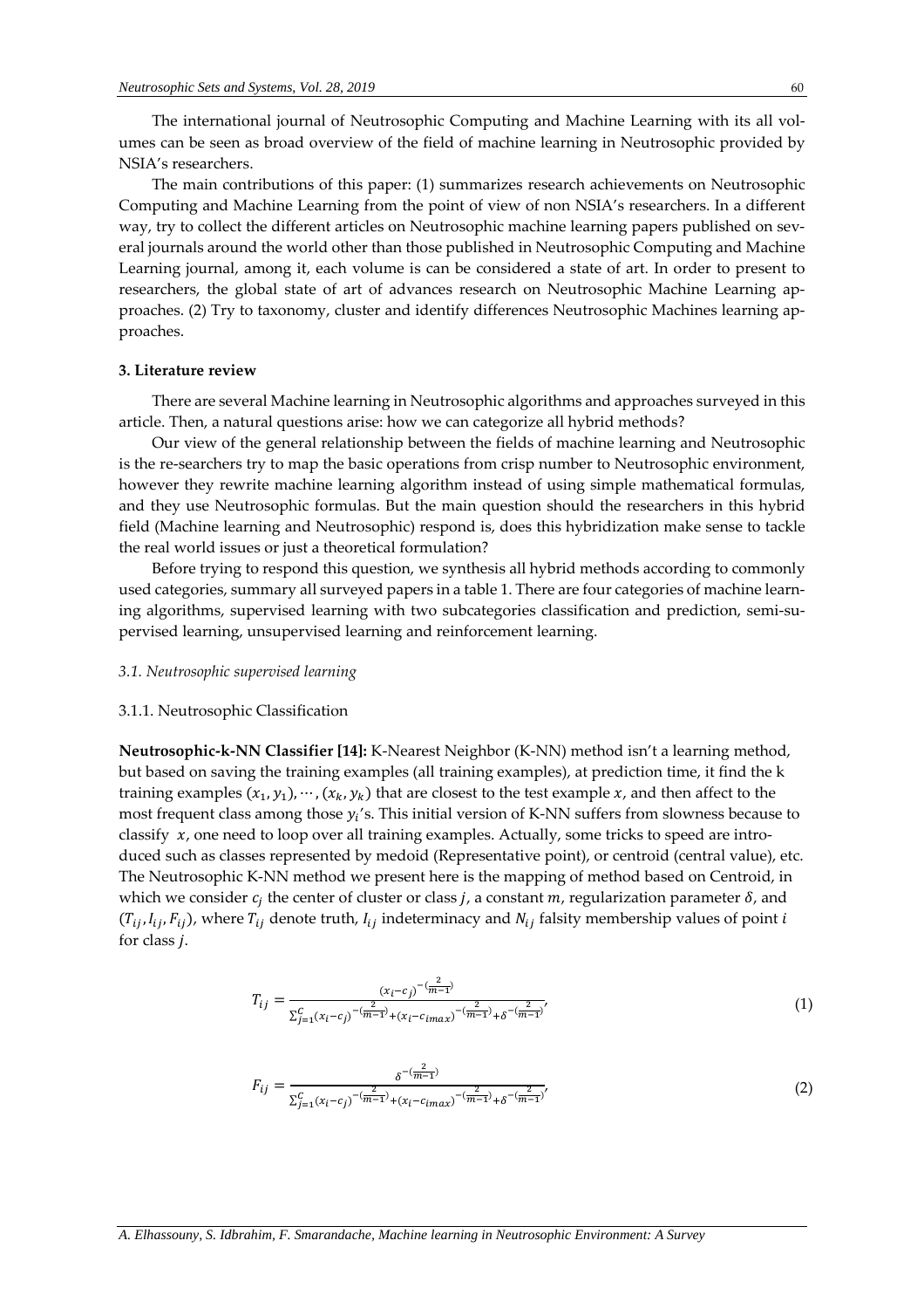The international journal of Neutrosophic Computing and Machine Learning with its all volumes can be seen as broad overview of the field of machine learning in Neutrosophic provided by NSIA's researchers.

The main contributions of this paper: (1) summarizes research achievements on Neutrosophic Computing and Machine Learning from the point of view of non NSIA's researchers. In a different way, try to collect the different articles on Neutrosophic machine learning papers published on several journals around the world other than those published in Neutrosophic Computing and Machine Learning journal, among it, each volume is can be considered a state of art. In order to present to researchers, the global state of art of advances research on Neutrosophic Machine Learning approaches. (2) Try to taxonomy, cluster and identify differences Neutrosophic Machines learning approaches.

### 3. Literature review

There are several Machine learning in Neutrosophic algorithms and approaches surveyed in this article. Then, a natural questions arise: how we can categorize all hybrid methods?

Our view of the general relationship between the fields of machine learning and Neutrosophic is the re-searchers try to map the basic operations from crisp number to Neutrosophic environment, however they rewrite machine learning algorithm instead of using simple mathematical formulas, and they use Neutrosophic formulas. But the main question should the researchers in this hybrid field (Machine learning and Neutrosophic) respond is, does this hybridization make sense to tackle the real world issues or just a theoretical formulation?

Before trying to respond this question, we synthesis all hybrid methods according to commonly used categories, summary all surveyed papers in a table 1. There are four categories of machine learning algorithms, supervised learning with two subcategories classification and prediction, semi-supervised learning, unsupervised learning and reinforcement learning.

#### *3.1. Neutrosophic supervised learning*

##### 3.1.1. Neutrosophic Classification

**Neutrosophic-k-NN Classifier [14]:** K-Nearest Neighbor (K-NN) method isn't a learning method, but based on saving the training examples (all training examples), at prediction time, it find the k training examples $(x_1, y_1), \cdots, (x_k, y_k)$ that are closest to the test example $x$, and then affect to the most frequent class among those $y_i$'s. This initial version of K-NN suffers from slowness because to classify $x$, one need to loop over all training examples. Actually, some tricks to speed are introduced such as classes represented by medoid (Representative point), or centroid (central value), etc. The Neutrosophic K-NN method we present here is the mapping of method based on Centroid, in which we consider $c_j$ the center of cluster or class $j$, a constant $m$, regularization parameter $\delta$, and $(T_{ij}, I_{ij}, F_{ij})$, where $T_{ij}$ denote truth, $I_{ij}$ indeterminacy and $N_{ij}$ falsity membership values of point $i$ for class $j$.

$$T_{ij} = \frac{(x_i - c_j)^{-\left(\frac{2}{m-1}\right)}}{\sum_{j=1}^{C}(x_i - c_j)^{-\left(\frac{2}{m-1}\right)} + (x_i - c_{imax})^{-\left(\frac{2}{m-1}\right)} + \delta^{-\left(\frac{2}{m-1}\right)}}, \quad (1)$$

$$F_{ij} = \frac{\delta^{-\left(\frac{2}{m-1}\right)}}{\sum_{j=1}^{C}(x_i - c_j)^{-\left(\frac{2}{m-1}\right)} + (x_i - c_{imax})^{-\left(\frac{2}{m-1}\right)} + \delta^{-\left(\frac{2}{m-1}\right)}}, \quad (2)$$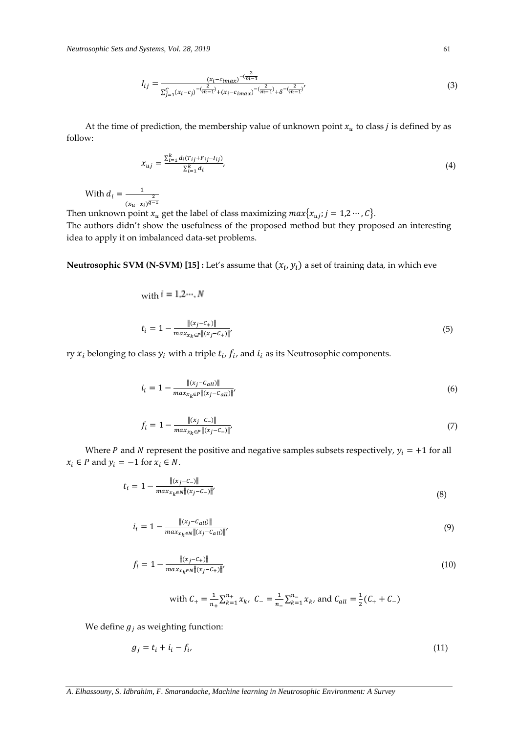$$I_{ij} = \frac{(x_i - c_{imax})^{-(\frac{2}{m-1})}}{\sum_{j=1}^{C}(x_i - c_j)^{-(\frac{2}{m-1})} + (x_i - c_{imax})^{-(\frac{2}{m-1})} + \delta^{-(\frac{2}{m-1})}}, \tag{3}$$

At the time of prediction, the membership value of unknown point $x_u$ to class $j$ is defined by as follow:

$$x_{uj} = \frac{\sum_{i=1}^{k} d_i (T_{ij} + F_{ij} - I_{ij})}{\sum_{i=1}^{k} d_i}, \tag{4}$$

With $d_i = \frac{1}{(x_u - x_i)^{\frac{2}{q-1}}}$

Then unknown point $x_u$ get the label of class maximizing $max\{x_{uj}; j = 1,2 \cdots, C\}$.

The authors didn't show the usefulness of the proposed method but they proposed an interesting idea to apply it on imbalanced data-set problems.

**Neutrosophic SVM (N-SVM) [15] :** Let's assume that $(x_i, y_i)$ a set of training data, in which eve

with $i = 1,2 \cdots, N$

$$t_i = 1 - \frac{\|(x_j - C_+)\|}{max_{x_k \in P}\|(x_j - C_+)\|}, \tag{5}$$

ry $x_i$ belonging to class $y_i$ with a triple $t_i$, $f_i$, and $i_i$ as its Neutrosophic components.

$$i_i = 1 - \frac{\|(x_j - C_{all})\|}{max_{x_k \in P}\|(x_j - C_{all})\|}, \tag{6}$$

$$f_i = 1 - \frac{\|(x_j - C_-)\|}{max_{x_k \in P}\|(x_j - C_-)\|}, \tag{7}$$

Where $P$ and $N$ represent the positive and negative samples subsets respectively, $y_i = +1$ for all $x_i \in P$ and $y_i = -1$ for $x_i \in N$.

$$t_i = 1 - \frac{\|(x_j - C_-)\|}{max_{x_k \in N}\|(x_j - C_-)\|}, \tag{8}$$

$$i_i = 1 - \frac{\|(x_j - C_{all})\|}{max_{x_k \in N}\|(x_j - C_{all})\|}, \tag{9}$$

$$f_i = 1 - \frac{\|(x_j - C_+)\|}{max_{x_k \in N}\|(x_j - C_+)\|}, \tag{10}$$

with $C_+ = \frac{1}{n_+}\sum_{k=1}^{n_+} x_k$, $C_- = \frac{1}{n_-}\sum_{k=1}^{n_-} x_k$, and $C_{all} = \frac{1}{2}(C_+ + C_-)$

We define $g_j$ as weighting function:

$$g_j = t_i + i_i - f_i, \tag{11}$$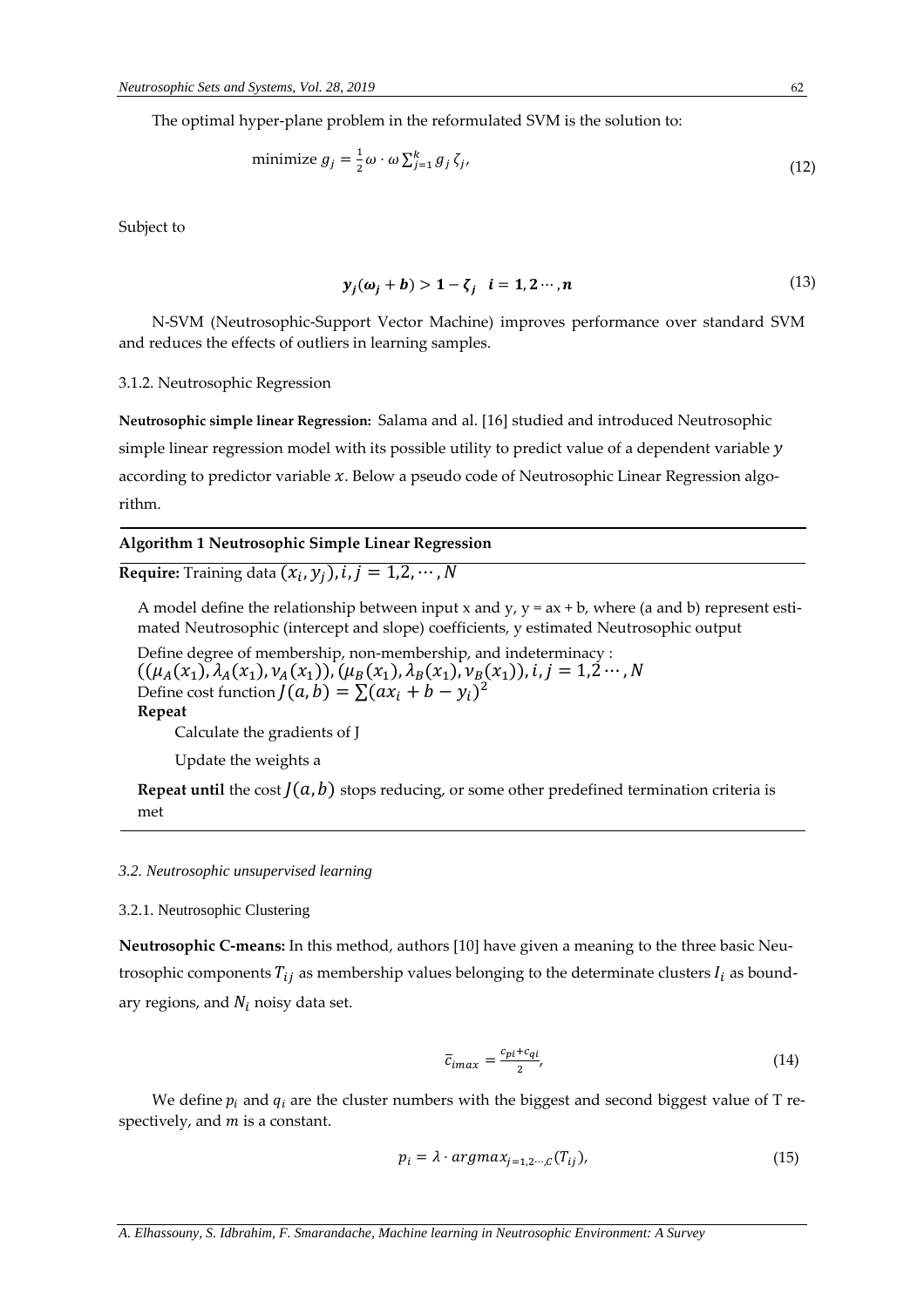The optimal hyper-plane problem in the reformulated SVM is the solution to:

$$\text{minimize } g_j = \frac{1}{2}\omega \cdot \omega \sum_{j=1}^{k} g_j \zeta_j, \tag{12}$$

Subject to

$$\boldsymbol{y_j(\omega_j + b) > 1 - \zeta_j \quad i = 1, 2 \cdots, n} \tag{13}$$

N-SVM (Neutrosophic-Support Vector Machine) improves performance over standard SVM and reduces the effects of outliers in learning samples.

3.1.2. Neutrosophic Regression

**Neutrosophic simple linear Regression:** Salama and al. [16] studied and introduced Neutrosophic simple linear regression model with its possible utility to predict value of a dependent variable $y$ according to predictor variable $x$. Below a pseudo code of Neutrosophic Linear Regression algorithm.

---

**Algorithm 1 Neutrosophic Simple Linear Regression**

---

**Require:** Training data $(x_i, y_j), i, j = 1, 2, \cdots, N$

A model define the relationship between input x and y, y = ax + b, where (a and b) represent estimated Neutrosophic (intercept and slope) coefficients, y estimated Neutrosophic output

Define degree of membership, non-membership, and indeterminacy :
$((\mu_A(x_1), \lambda_A(x_1), \nu_A(x_1)), (\mu_B(x_1), \lambda_B(x_1), \nu_B(x_1)), i, j = 1, 2 \cdots, N$
Define cost function $J(a, b) = \sum(ax_i + b - y_i)^2$
**Repeat**

Calculate the gradients of J

Update the weights a

**Repeat until** the cost $J(a, b)$ stops reducing, or some other predefined termination criteria is met

---

### *3.2. Neutrosophic unsupervised learning*

3.2.1. Neutrosophic Clustering

**Neutrosophic C-means:** In this method, authors [10] have given a meaning to the three basic Neutrosophic components $T_{ij}$ as membership values belonging to the determinate clusters $I_i$ as boundary regions, and $N_i$ noisy data set.

$$\bar{c}_{imax} = \frac{c_{pi} + c_{qi}}{2}, \tag{14}$$

We define $p_i$ and $q_i$ are the cluster numbers with the biggest and second biggest value of T respectively, and $m$ is a constant.

$$p_i = \lambda \cdot argmax_{j=1,2\cdots,C}(T_{ij}), \tag{15}$$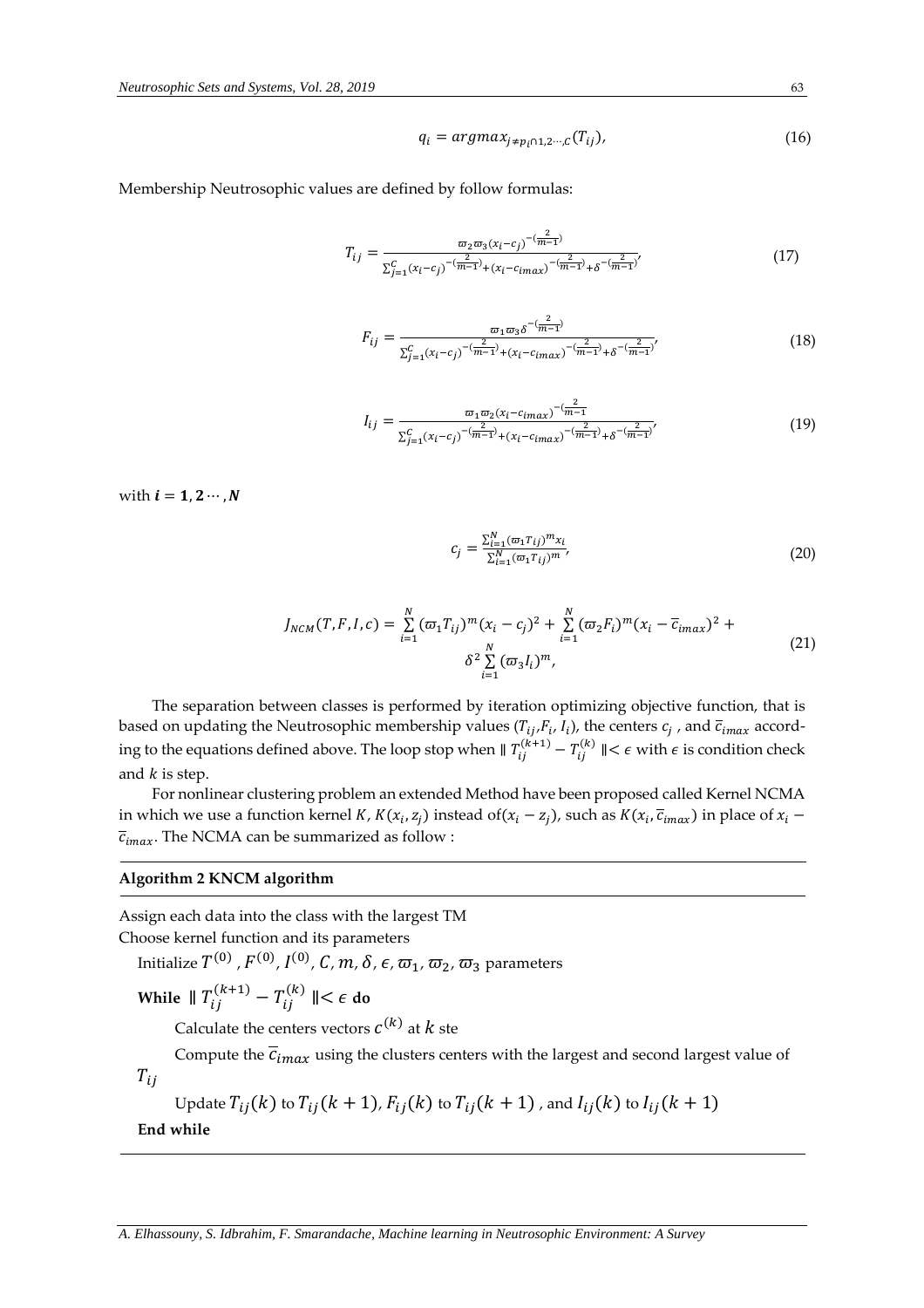$$q_i = argmax_{j \neq p_i \cap 1,2\cdots,C}(T_{ij}), \tag{16}$$

Membership Neutrosophic values are defined by follow formulas:

$$T_{ij} = \frac{\varpi_2 \varpi_3 (x_i - c_j)^{-(\frac{2}{m-1})}}{\sum_{j=1}^{C}(x_i - c_j)^{-(\frac{2}{m-1})} + (x_i - c_{imax})^{-(\frac{2}{m-1})} + \delta^{-(\frac{2}{m-1})}}, \tag{17}$$

$$F_{ij} = \frac{\varpi_1 \varpi_3 \delta^{-(\frac{2}{m-1})}}{\sum_{j=1}^{C}(x_i - c_j)^{-(\frac{2}{m-1})} + (x_i - c_{imax})^{-(\frac{2}{m-1})} + \delta^{-(\frac{2}{m-1})}}, \tag{18}$$

$$I_{ij} = \frac{\varpi_1 \varpi_2 (x_i - c_{imax})^{-(\frac{2}{m-1}}}{\sum_{j=1}^{C}(x_i - c_j)^{-(\frac{2}{m-1})} + (x_i - c_{imax})^{-(\frac{2}{m-1})} + \delta^{-(\frac{2}{m-1})}}, \tag{19}$$

with $i = 1, 2 \cdots, N$

$$c_j = \frac{\sum_{i=1}^{N}(\varpi_1 T_{ij})^m x_i}{\sum_{i=1}^{N}(\varpi_1 T_{ij})^m}, \tag{20}$$

$$J_{NCM}(T, F, I, c) = \sum_{i=1}^{N}(\varpi_1 T_{ij})^m (x_i - c_j)^2 + \sum_{i=1}^{N}(\varpi_2 F_i)^m (x_i - \bar{c}_{imax})^2 + \delta^2 \sum_{i=1}^{N}(\varpi_3 I_i)^m, \tag{21}$$

The separation between classes is performed by iteration optimizing objective function, that is based on updating the Neutrosophic membership values ($T_{ij}$, $F_i$, $I_i$), the centers $c_j$ , and $\bar{c}_{imax}$ according to the equations defined above. The loop stop when $\| T_{ij}^{(k+1)} - T_{ij}^{(k)} \| < \epsilon$ with $\epsilon$ is condition check and $k$ is step.

For nonlinear clustering problem an extended Method have been proposed called Kernel NCMA in which we use a function kernel $K$, $K(x_i, z_j)$ instead of$(x_i - z_j)$, such as $K(x_i, \bar{c}_{imax})$ in place of $x_i - \bar{c}_{imax}$. The NCMA can be summarized as follow :

---

**Algorithm 2 KNCM algorithm**

---

Assign each data into the class with the largest TM
Choose kernel function and its parameters
Initialize $T^{(0)}$ , $F^{(0)}$, $I^{(0)}$, $C$, $m$, $\delta$, $\epsilon$, $\varpi_1$, $\varpi_2$, $\varpi_3$ parameters
**While** $\| T_{ij}^{(k+1)} - T_{ij}^{(k)} \| < \epsilon$ **do**
  Calculate the centers vectors $c^{(k)}$ at $k$ ste
  Compute the $\bar{c}_{imax}$ using the clusters centers with the largest and second largest value of $T_{ij}$
  Update $T_{ij}(k)$ to $T_{ij}(k+1)$, $F_{ij}(k)$ to $T_{ij}(k+1)$ , and $I_{ij}(k)$ to $I_{ij}(k+1)$
**End while**

---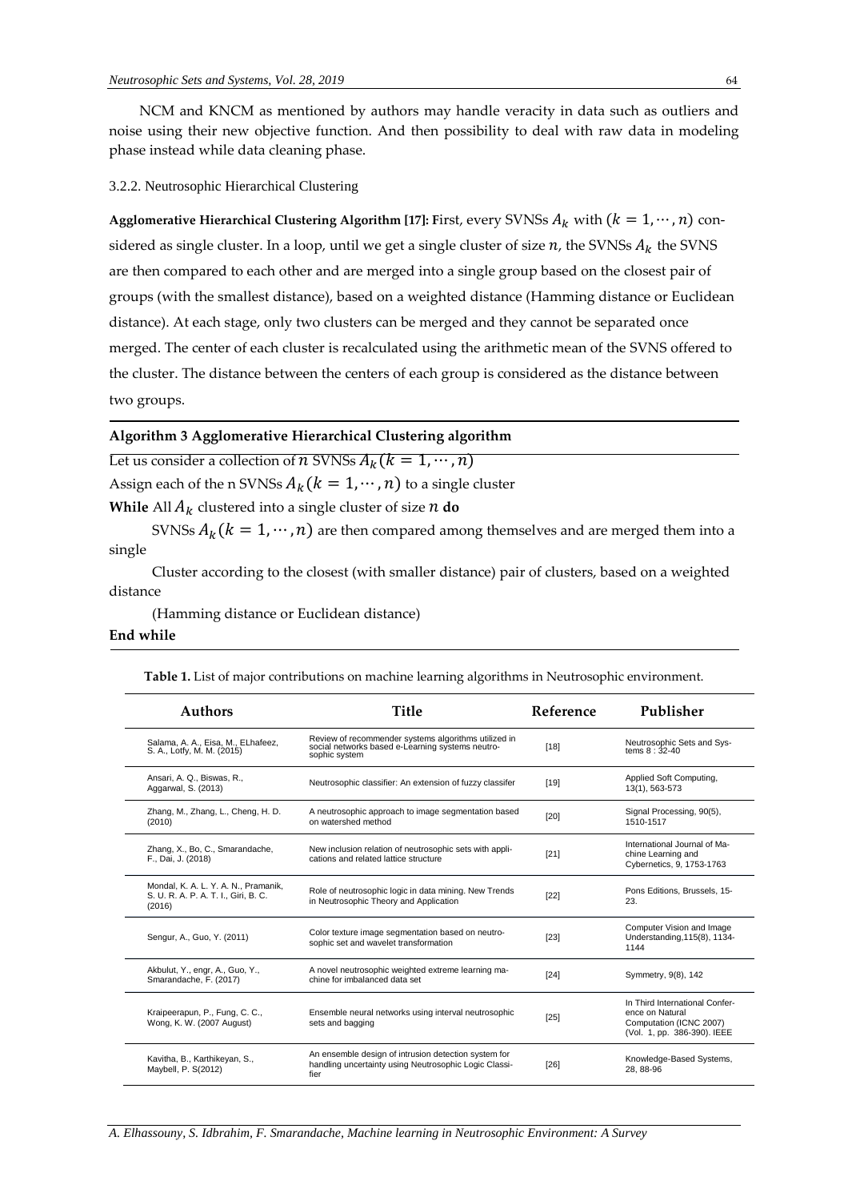NCM and KNCM as mentioned by authors may handle veracity in data such as outliers and noise using their new objective function. And then possibility to deal with raw data in modeling phase instead while data cleaning phase.

### 3.2.2. Neutrosophic Hierarchical Clustering

**Agglomerative Hierarchical Clustering Algorithm [17]: F**irst, every SVNSs $A_k$ with $(k = 1, \cdots, n)$ considered as single cluster. In a loop, until we get a single cluster of size $n$, the SVNSs $A_k$ the SVNS are then compared to each other and are merged into a single group based on the closest pair of groups (with the smallest distance), based on a weighted distance (Hamming distance or Euclidean distance). At each stage, only two clusters can be merged and they cannot be separated once merged. The center of each cluster is recalculated using the arithmetic mean of the SVNS offered to the cluster. The distance between the centers of each group is considered as the distance between two groups.

**Algorithm 3 Agglomerative Hierarchical Clustering algorithm**

Let us consider a collection of $n$ SVNSs $A_k(k = 1, \cdots, n)$

Assign each of the n SVNSs $A_k(k = 1, \cdots, n)$ to a single cluster

**While** All $A_k$ clustered into a single cluster of size $n$ **do**

SVNSs $A_k(k = 1, \cdots, n)$ are then compared among themselves and are merged them into a single

Cluster according to the closest (with smaller distance) pair of clusters, based on a weighted distance

(Hamming distance or Euclidean distance)

**End while**

**Table 1.** List of major contributions on machine learning algorithms in Neutrosophic environment.

| Authors | Title | Reference | Publisher |
|---|---|---|---|
| Salama, A. A., Eisa, M., ELhafeez, S. A., Lotfy, M. M. (2015) | Review of recommender systems algorithms utilized in social networks based e-Learning systems neutrosophic system | [18] | Neutrosophic Sets and Systems 8 : 32-40 |
| Ansari, A. Q., Biswas, R., Aggarwal, S. (2013) | Neutrosophic classifier: An extension of fuzzy classifer | [19] | Applied Soft Computing, 13(1), 563-573 |
| Zhang, M., Zhang, L., Cheng, H. D. (2010) | A neutrosophic approach to image segmentation based on watershed method | [20] | Signal Processing, 90(5), 1510-1517 |
| Zhang, X., Bo, C., Smarandache, F., Dai, J. (2018) | New inclusion relation of neutrosophic sets with applications and related lattice structure | [21] | International Journal of Machine Learning and Cybernetics, 9, 1753-1763 |
| Mondal, K. A. L. Y. A. N., Pramanik, S. U. R. A. P. A. T. I., Giri, B. C. (2016) | Role of neutrosophic logic in data mining. New Trends in Neutrosophic Theory and Application | [22] | Pons Editions, Brussels, 15-23. |
| Sengur, A., Guo, Y. (2011) | Color texture image segmentation based on neutrosophic set and wavelet transformation | [23] | Computer Vision and Image Understanding,115(8), 1134-1144 |
| Akbulut, Y., engr, A., Guo, Y., Smarandache, F. (2017) | A novel neutrosophic weighted extreme learning machine for imbalanced data set | [24] | Symmetry, 9(8), 142 |
| Kraipeerapun, P., Fung, C. C., Wong, K. W. (2007 August) | Ensemble neural networks using interval neutrosophic sets and bagging | [25] | In Third International Conference on Natural Computation (ICNC 2007) (Vol. 1, pp. 386-390). IEEE |
| Kavitha, B., Karthikeyan, S., Maybell, P. S(2012) | An ensemble design of intrusion detection system for handling uncertainty using Neutrosophic Logic Classifier | [26] | Knowledge-Based Systems, 28, 88-96 |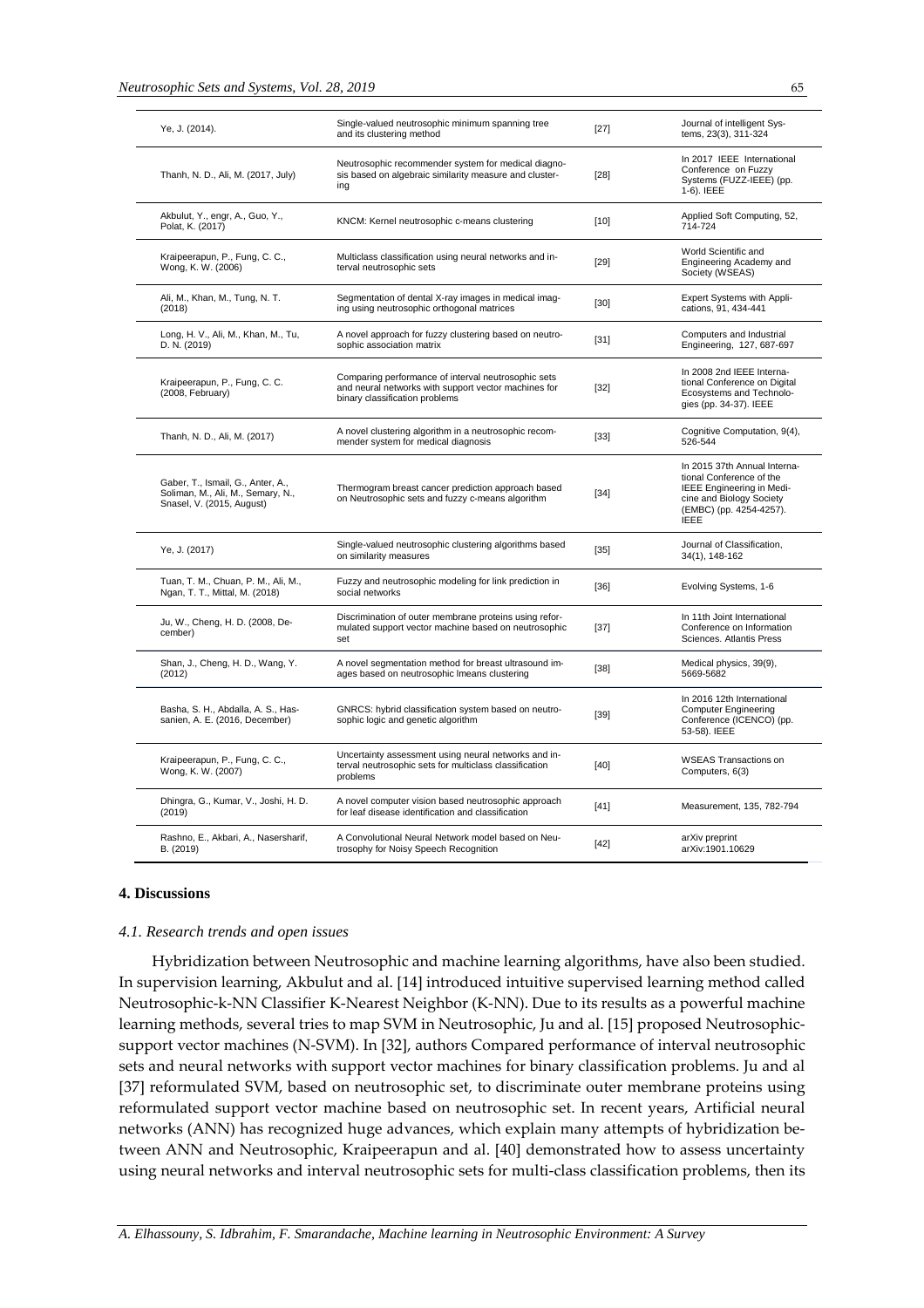| | | | |
|---|---|---|---|
| Ye, J. (2014). | Single-valued neutrosophic minimum spanning tree and its clustering method | [27] | Journal of intelligent Systems, 23(3), 311-324 |
| Thanh, N. D., Ali, M. (2017, July) | Neutrosophic recommender system for medical diagnosis based on algebraic similarity measure and clustering | [28] | In 2017 IEEE International Conference on Fuzzy Systems (FUZZ-IEEE) (pp. 1-6). IEEE |
| Akbulut, Y., engr, A., Guo, Y., Polat, K. (2017) | KNCM: Kernel neutrosophic c-means clustering | [10] | Applied Soft Computing, 52, 714-724 |
| Kraipeerapun, P., Fung, C. C., Wong, K. W. (2006) | Multiclass classification using neural networks and interval neutrosophic sets | [29] | World Scientific and Engineering Academy and Society (WSEAS) |
| Ali, M., Khan, M., Tung, N. T. (2018) | Segmentation of dental X-ray images in medical imaging using neutrosophic orthogonal matrices | [30] | Expert Systems with Applications, 91, 434-441 |
| Long, H. V., Ali, M., Khan, M., Tu, D. N. (2019) | A novel approach for fuzzy clustering based on neutrosophic association matrix | [31] | Computers and Industrial Engineering, 127, 687-697 |
| Kraipeerapun, P., Fung, C. C. (2008, February) | Comparing performance of interval neutrosophic sets and neural networks with support vector machines for binary classification problems | [32] | In 2008 2nd IEEE International Conference on Digital Ecosystems and Technologies (pp. 34-37). IEEE |
| Thanh, N. D., Ali, M. (2017) | A novel clustering algorithm in a neutrosophic recommender system for medical diagnosis | [33] | Cognitive Computation, 9(4), 526-544 |
| Gaber, T., Ismail, G., Anter, A., Soliman, M., Ali, M., Semary, N., Snasel, V. (2015, August) | Thermogram breast cancer prediction approach based on Neutrosophic sets and fuzzy c-means algorithm | [34] | In 2015 37th Annual International Conference of the IEEE Engineering in Medicine and Biology Society (EMBC) (pp. 4254-4257). IEEE |
| Ye, J. (2017) | Single-valued neutrosophic clustering algorithms based on similarity measures | [35] | Journal of Classification, 34(1), 148-162 |
| Tuan, T. M., Chuan, P. M., Ali, M., Ngan, T. T., Mittal, M. (2018) | Fuzzy and neutrosophic modeling for link prediction in social networks | [36] | Evolving Systems, 1-6 |
| Ju, W., Cheng, H. D. (2008, December) | Discrimination of outer membrane proteins using reformulated support vector machine based on neutrosophic set | [37] | In 11th Joint International Conference on Information Sciences. Atlantis Press |
| Shan, J., Cheng, H. D., Wang, Y. (2012) | A novel segmentation method for breast ultrasound images based on neutrosophic lmeans clustering | [38] | Medical physics, 39(9), 5669-5682 |
| Basha, S. H., Abdalla, A. S., Hassanien, A. E. (2016, December) | GNRCS: hybrid classification system based on neutrosophic logic and genetic algorithm | [39] | In 2016 12th International Computer Engineering Conference (ICENCO) (pp. 53-58). IEEE |
| Kraipeerapun, P., Fung, C. C., Wong, K. W. (2007) | Uncertainty assessment using neural networks and interval neutrosophic sets for multiclass classification problems | [40] | WSEAS Transactions on Computers, 6(3) |
| Dhingra, G., Kumar, V., Joshi, H. D. (2019) | A novel computer vision based neutrosophic approach for leaf disease identification and classification | [41] | Measurement, 135, 782-794 |
| Rashno, E., Akbari, A., Nasersharif, B. (2019) | A Convolutional Neural Network model based on Neutrosophy for Noisy Speech Recognition | [42] | arXiv preprint arXiv:1901.10629 |

## 4. Discussions

### *4.1. Research trends and open issues*

Hybridization between Neutrosophic and machine learning algorithms, have also been studied. In supervision learning, Akbulut and al. [14] introduced intuitive supervised learning method called Neutrosophic-k-NN Classifier K-Nearest Neighbor (K-NN). Due to its results as a powerful machine learning methods, several tries to map SVM in Neutrosophic, Ju and al. [15] proposed Neutrosophic-support vector machines (N-SVM). In [32], authors Compared performance of interval neutrosophic sets and neural networks with support vector machines for binary classification problems. Ju and al [37] reformulated SVM, based on neutrosophic set, to discriminate outer membrane proteins using reformulated support vector machine based on neutrosophic set. In recent years, Artificial neural networks (ANN) has recognized huge advances, which explain many attempts of hybridization between ANN and Neutrosophic, Kraipeerapun and al. [40] demonstrated how to assess uncertainty using neural networks and interval neutrosophic sets for multi-class classification problems, then its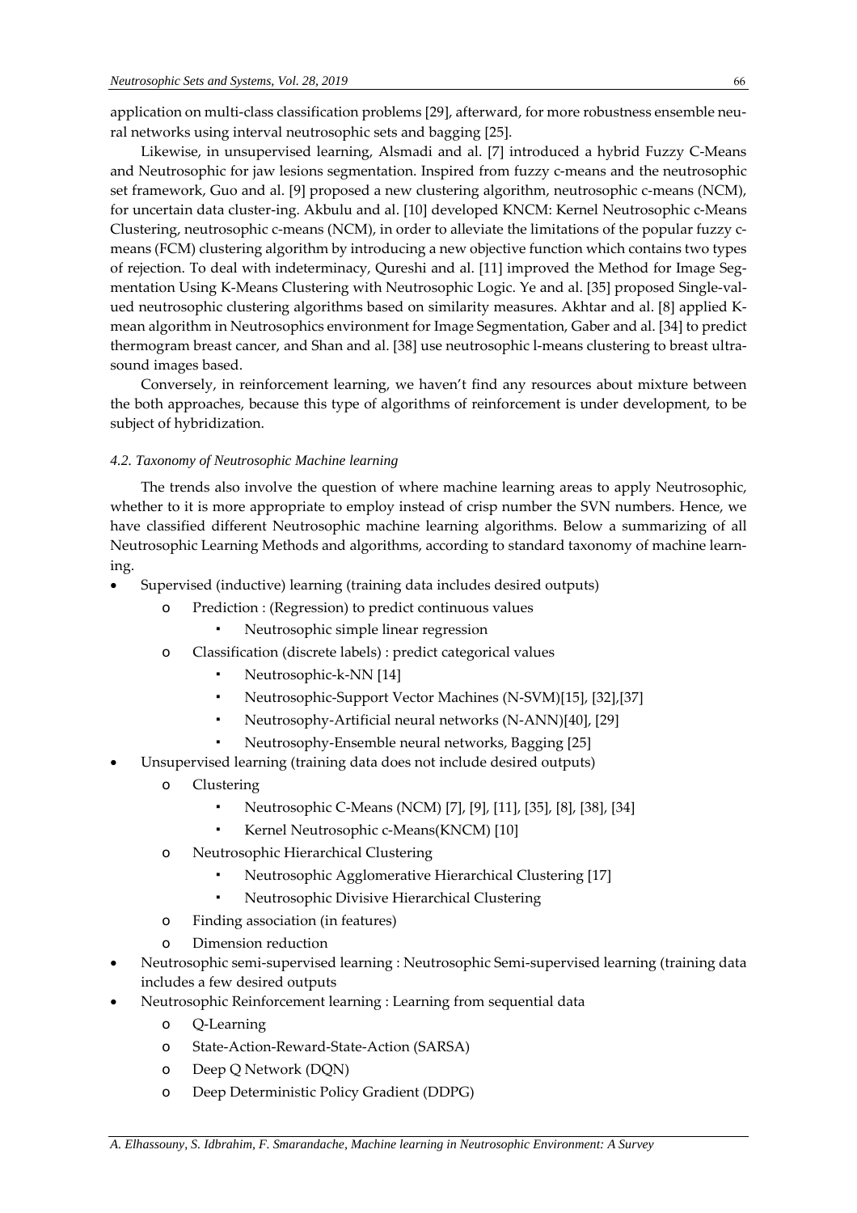application on multi-class classification problems [29], afterward, for more robustness ensemble neural networks using interval neutrosophic sets and bagging [25].

Likewise, in unsupervised learning, Alsmadi and al. [7] introduced a hybrid Fuzzy C-Means and Neutrosophic for jaw lesions segmentation. Inspired from fuzzy c-means and the neutrosophic set framework, Guo and al. [9] proposed a new clustering algorithm, neutrosophic c-means (NCM), for uncertain data cluster-ing. Akbulu and al. [10] developed KNCM: Kernel Neutrosophic c-Means Clustering, neutrosophic c-means (NCM), in order to alleviate the limitations of the popular fuzzy c-means (FCM) clustering algorithm by introducing a new objective function which contains two types of rejection. To deal with indeterminacy, Qureshi and al. [11] improved the Method for Image Segmentation Using K-Means Clustering with Neutrosophic Logic. Ye and al. [35] proposed Single-valued neutrosophic clustering algorithms based on similarity measures. Akhtar and al. [8] applied K-mean algorithm in Neutrosophics environment for Image Segmentation, Gaber and al. [34] to predict thermogram breast cancer, and Shan and al. [38] use neutrosophic l-means clustering to breast ultrasound images based.

Conversely, in reinforcement learning, we haven't find any resources about mixture between the both approaches, because this type of algorithms of reinforcement is under development, to be subject of hybridization.

### *4.2. Taxonomy of Neutrosophic Machine learning*

The trends also involve the question of where machine learning areas to apply Neutrosophic, whether to it is more appropriate to employ instead of crisp number the SVN numbers. Hence, we have classified different Neutrosophic machine learning algorithms. Below a summarizing of all Neutrosophic Learning Methods and algorithms, according to standard taxonomy of machine learning.

- Supervised (inductive) learning (training data includes desired outputs)
  - Prediction : (Regression) to predict continuous values
    - Neutrosophic simple linear regression
  - Classification (discrete labels) : predict categorical values
    - Neutrosophic-k-NN [14]
    - Neutrosophic-Support Vector Machines (N-SVM)[15], [32],[37]
    - Neutrosophy-Artificial neural networks (N-ANN)[40], [29]
    - Neutrosophy-Ensemble neural networks, Bagging [25]
- Unsupervised learning (training data does not include desired outputs)
  - Clustering
    - Neutrosophic C-Means (NCM) [7], [9], [11], [35], [8], [38], [34]
    - Kernel Neutrosophic c-Means(KNCM) [10]
  - Neutrosophic Hierarchical Clustering
    - Neutrosophic Agglomerative Hierarchical Clustering [17]
    - Neutrosophic Divisive Hierarchical Clustering
  - Finding association (in features)
  - Dimension reduction
- Neutrosophic semi-supervised learning : Neutrosophic Semi-supervised learning (training data includes a few desired outputs
- Neutrosophic Reinforcement learning : Learning from sequential data
  - Q-Learning
  - State-Action-Reward-State-Action (SARSA)
  - Deep Q Network (DQN)
  - Deep Deterministic Policy Gradient (DDPG)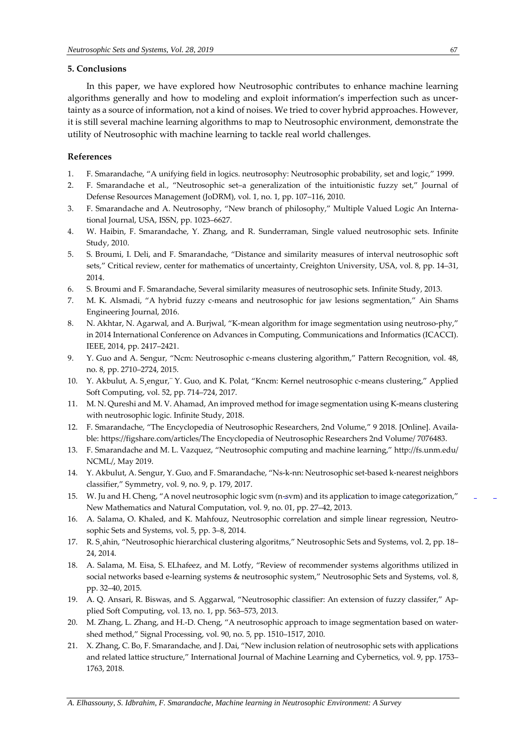## 5. Conclusions

In this paper, we have explored how Neutrosophic contributes to enhance machine learning algorithms generally and how to modeling and exploit information's imperfection such as uncertainty as a source of information, not a kind of noises. We tried to cover hybrid approaches. However, it is still several machine learning algorithms to map to Neutrosophic environment, demonstrate the utility of Neutrosophic with machine learning to tackle real world challenges.

## References

1. F. Smarandache, "A unifying field in logics. neutrosophy: Neutrosophic probability, set and logic," 1999.
2. F. Smarandache et al., "Neutrosophic set–a generalization of the intuitionistic fuzzy set," Journal of Defense Resources Management (JoDRM), vol. 1, no. 1, pp. 107–116, 2010.
3. F. Smarandache and A. Neutrosophy, "New branch of philosophy," Multiple Valued Logic An International Journal, USA, ISSN, pp. 1023–6627.
4. W. Haibin, F. Smarandache, Y. Zhang, and R. Sunderraman, Single valued neutrosophic sets. Infinite Study, 2010.
5. S. Broumi, I. Deli, and F. Smarandache, "Distance and similarity measures of interval neutrosophic soft sets," Critical review, center for mathematics of uncertainty, Creighton University, USA, vol. 8, pp. 14–31, 2014.
6. S. Broumi and F. Smarandache, Several similarity measures of neutrosophic sets. Infinite Study, 2013.
7. M. K. Alsmadi, "A hybrid fuzzy c-means and neutrosophic for jaw lesions segmentation," Ain Shams Engineering Journal, 2016.
8. N. Akhtar, N. Agarwal, and A. Burjwal, "K-mean algorithm for image segmentation using neutroso-phy," in 2014 International Conference on Advances in Computing, Communications and Informatics (ICACCI). IEEE, 2014, pp. 2417–2421.
9. Y. Guo and A. Sengur, "Ncm: Neutrosophic c-means clustering algorithm," Pattern Recognition, vol. 48, no. 8, pp. 2710–2724, 2015.
10. Y. Akbulut, A. S¸engur,¨ Y. Guo, and K. Polat, "Kncm: Kernel neutrosophic c-means clustering," Applied Soft Computing, vol. 52, pp. 714–724, 2017.
11. M. N. Qureshi and M. V. Ahamad, An improved method for image segmentation using K-means clustering with neutrosophic logic. Infinite Study, 2018.
12. F. Smarandache, "The Encyclopedia of Neutrosophic Researchers, 2nd Volume," 9 2018. [Online]. Available: https://figshare.com/articles/The Encyclopedia of Neutrosophic Researchers 2nd Volume/ 7076483.
13. F. Smarandache and M. L. Vazquez, "Neutrosophic computing and machine learning," http://fs.unm.edu/ NCML/, May 2019.
14. Y. Akbulut, A. Sengur, Y. Guo, and F. Smarandache, "Ns-k-nn: Neutrosophic set-based k-nearest neighbors classifier," Symmetry, vol. 9, no. 9, p. 179, 2017.
15. W. Ju and H. Cheng, "A novel neutrosophic logic svm (n-svm) and its application to image categorization," New Mathematics and Natural Computation, vol. 9, no. 01, pp. 27–42, 2013.
16. A. Salama, O. Khaled, and K. Mahfouz, Neutrosophic correlation and simple linear regression, Neutrosophic Sets and Systems, vol. 5, pp. 3–8, 2014.
17. R. S¸ahin, "Neutrosophic hierarchical clustering algoritms," Neutrosophic Sets and Systems, vol. 2, pp. 18–24, 2014.
18. A. Salama, M. Eisa, S. ELhafeez, and M. Lotfy, "Review of recommender systems algorithms utilized in social networks based e-learning systems & neutrosophic system," Neutrosophic Sets and Systems, vol. 8, pp. 32–40, 2015.
19. A. Q. Ansari, R. Biswas, and S. Aggarwal, "Neutrosophic classifier: An extension of fuzzy classifer," Applied Soft Computing, vol. 13, no. 1, pp. 563–573, 2013.
20. M. Zhang, L. Zhang, and H.-D. Cheng, "A neutrosophic approach to image segmentation based on watershed method," Signal Processing, vol. 90, no. 5, pp. 1510–1517, 2010.
21. X. Zhang, C. Bo, F. Smarandache, and J. Dai, "New inclusion relation of neutrosophic sets with applications and related lattice structure," International Journal of Machine Learning and Cybernetics, vol. 9, pp. 1753–1763, 2018.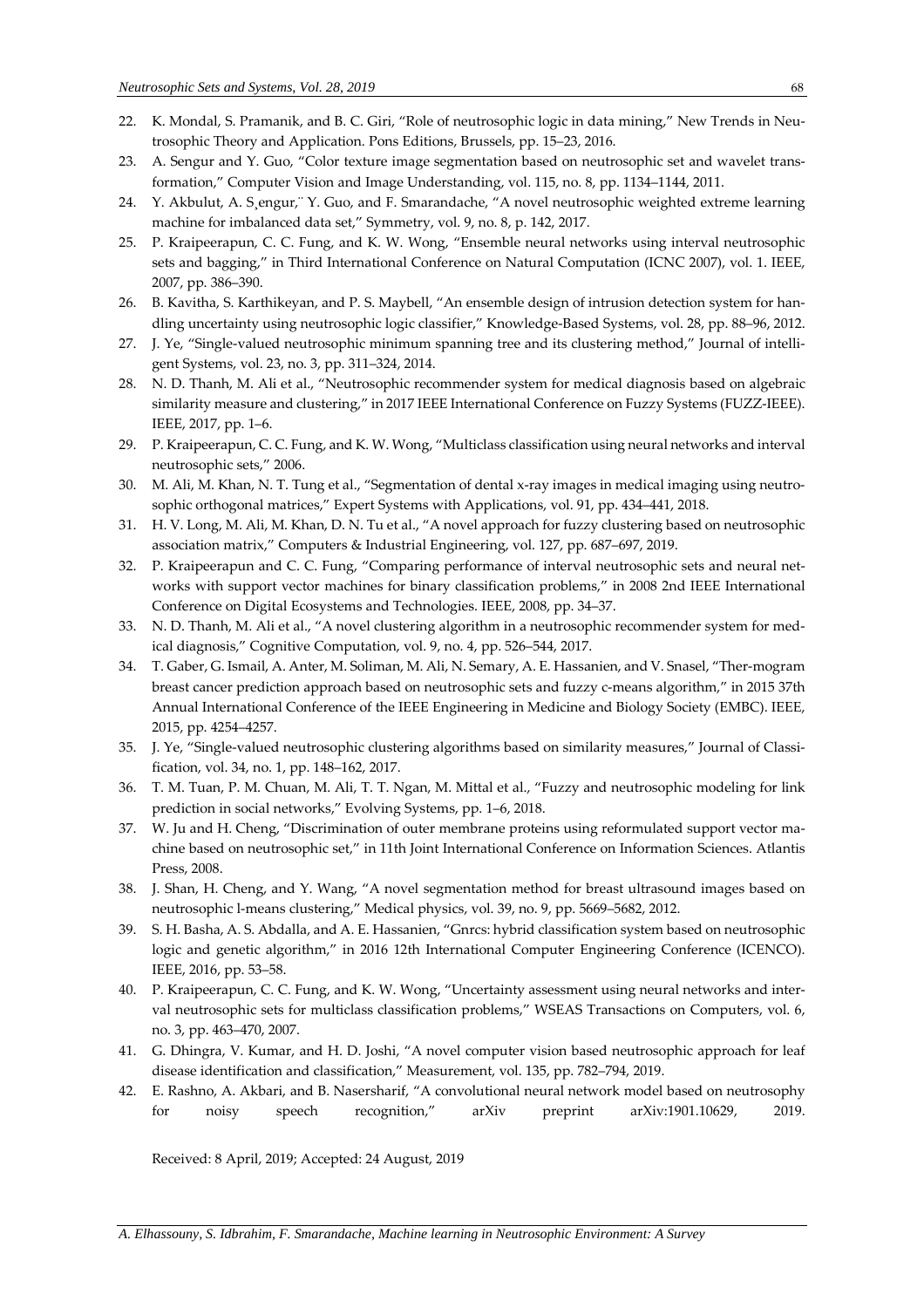22. K. Mondal, S. Pramanik, and B. C. Giri, "Role of neutrosophic logic in data mining," New Trends in Neutrosophic Theory and Application. Pons Editions, Brussels, pp. 15–23, 2016.
23. A. Sengur and Y. Guo, "Color texture image segmentation based on neutrosophic set and wavelet transformation," Computer Vision and Image Understanding, vol. 115, no. 8, pp. 1134–1144, 2011.
24. Y. Akbulut, A. S¸engur,¨ Y. Guo, and F. Smarandache, "A novel neutrosophic weighted extreme learning machine for imbalanced data set," Symmetry, vol. 9, no. 8, p. 142, 2017.
25. P. Kraipeerapun, C. C. Fung, and K. W. Wong, "Ensemble neural networks using interval neutrosophic sets and bagging," in Third International Conference on Natural Computation (ICNC 2007), vol. 1. IEEE, 2007, pp. 386–390.
26. B. Kavitha, S. Karthikeyan, and P. S. Maybell, "An ensemble design of intrusion detection system for handling uncertainty using neutrosophic logic classifier," Knowledge-Based Systems, vol. 28, pp. 88–96, 2012.
27. J. Ye, "Single-valued neutrosophic minimum spanning tree and its clustering method," Journal of intelligent Systems, vol. 23, no. 3, pp. 311–324, 2014.
28. N. D. Thanh, M. Ali et al., "Neutrosophic recommender system for medical diagnosis based on algebraic similarity measure and clustering," in 2017 IEEE International Conference on Fuzzy Systems (FUZZ-IEEE). IEEE, 2017, pp. 1–6.
29. P. Kraipeerapun, C. C. Fung, and K. W. Wong, "Multiclass classification using neural networks and interval neutrosophic sets," 2006.
30. M. Ali, M. Khan, N. T. Tung et al., "Segmentation of dental x-ray images in medical imaging using neutrosophic orthogonal matrices," Expert Systems with Applications, vol. 91, pp. 434–441, 2018.
31. H. V. Long, M. Ali, M. Khan, D. N. Tu et al., "A novel approach for fuzzy clustering based on neutrosophic association matrix," Computers & Industrial Engineering, vol. 127, pp. 687–697, 2019.
32. P. Kraipeerapun and C. C. Fung, "Comparing performance of interval neutrosophic sets and neural networks with support vector machines for binary classification problems," in 2008 2nd IEEE International Conference on Digital Ecosystems and Technologies. IEEE, 2008, pp. 34–37.
33. N. D. Thanh, M. Ali et al., "A novel clustering algorithm in a neutrosophic recommender system for medical diagnosis," Cognitive Computation, vol. 9, no. 4, pp. 526–544, 2017.
34. T. Gaber, G. Ismail, A. Anter, M. Soliman, M. Ali, N. Semary, A. E. Hassanien, and V. Snasel, "Ther-mogram breast cancer prediction approach based on neutrosophic sets and fuzzy c-means algorithm," in 2015 37th Annual International Conference of the IEEE Engineering in Medicine and Biology Society (EMBC). IEEE, 2015, pp. 4254–4257.
35. J. Ye, "Single-valued neutrosophic clustering algorithms based on similarity measures," Journal of Classification, vol. 34, no. 1, pp. 148–162, 2017.
36. T. M. Tuan, P. M. Chuan, M. Ali, T. T. Ngan, M. Mittal et al., "Fuzzy and neutrosophic modeling for link prediction in social networks," Evolving Systems, pp. 1–6, 2018.
37. W. Ju and H. Cheng, "Discrimination of outer membrane proteins using reformulated support vector machine based on neutrosophic set," in 11th Joint International Conference on Information Sciences. Atlantis Press, 2008.
38. J. Shan, H. Cheng, and Y. Wang, "A novel segmentation method for breast ultrasound images based on neutrosophic l-means clustering," Medical physics, vol. 39, no. 9, pp. 5669–5682, 2012.
39. S. H. Basha, A. S. Abdalla, and A. E. Hassanien, "Gnrcs: hybrid classification system based on neutrosophic logic and genetic algorithm," in 2016 12th International Computer Engineering Conference (ICENCO). IEEE, 2016, pp. 53–58.
40. P. Kraipeerapun, C. C. Fung, and K. W. Wong, "Uncertainty assessment using neural networks and interval neutrosophic sets for multiclass classification problems," WSEAS Transactions on Computers, vol. 6, no. 3, pp. 463–470, 2007.
41. G. Dhingra, V. Kumar, and H. D. Joshi, "A novel computer vision based neutrosophic approach for leaf disease identification and classification," Measurement, vol. 135, pp. 782–794, 2019.
42. E. Rashno, A. Akbari, and B. Nasersharif, "A convolutional neural network model based on neutrosophy for noisy speech recognition," arXiv preprint arXiv:1901.10629, 2019.

Received: 8 April, 2019; Accepted: 24 August, 2019